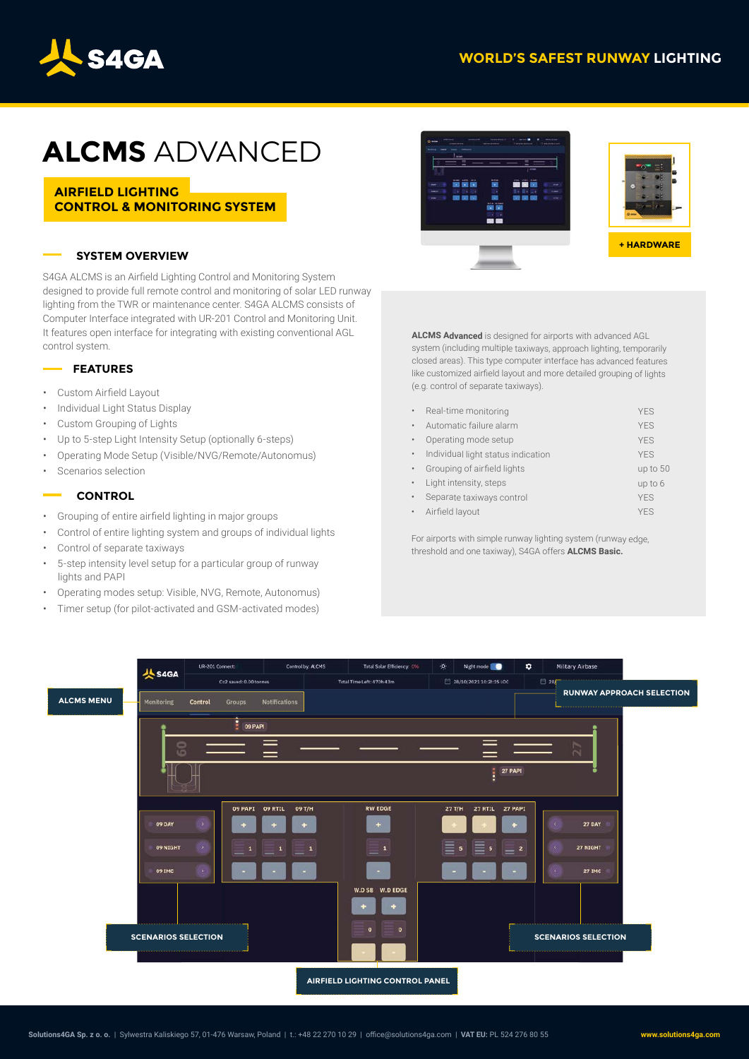# ALCMS ADVANCED

**AIRFIELD LIGHTING CONTROL & MONITORING SYSTEM**

WORLD'S SAFEST RUNWAY LIGHTING

## SYSTEM OVERVIEW

S4GA ALCMS is an Airfield Lighting Control and Monitoring System designed to provide full remote control and monitoring of solar LED runway lighting from the TWR or maintenance center. S4GA ALCMS consists of Computer Interface integrated with UR-201 Control and Monitoring Unit. It features open interface for integrating with existing conventional AGL control system.

## FEATURES

- Custom Airfield Layout
- Individual Light Status Display
- Custom Grouping of Lights
- Up to 5-step Light Intensity Setup (optionally 6-steps)
- Operating Mode Setup (Visible/NVG/Remote/Autonomus)
- Scenarios selection

## CONTROL

- Grouping of entire airfield lighting in major groups
- Control of entire lighting system and groups of individual lights
- Control of separate taxiways
- 5-step intensity level setup for a particular group of runway lights and PAPI
- Operating modes setup: Visible, NVG, Remote, Autonomus)
- Timer setup (for pilot-activated and GSM-activated modes)

+ HARDWARE

**ALCMS Advanced** is designed for airports with advanced AGL system (including multiple taxiways, approach lighting, temporarily closed areas). This type computer interface has advanced features like customized airfield layout and more detailed grouping of lights (e.g. control of separate taxiways).

| Feature | |
|---|---|
| Real-time monitoring | YES |
| Automatic failure alarm | YES |
| Operating mode setup | YES |
| Individual light status indication | YES |
| Grouping of airfield lights | up to 50 |
| Light intensity, steps | up to 6 |
| Separate taxiways control | YES |
| Airfield layout | YES |

For airports with simple runway lighting system (runway edge, threshold and one taxiway), S4GA offers **ALCMS Basic.**

ALCMS MENU

RUNWAY APPROACH SELECTION

SCENARIOS SELECTION

SCENARIOS SELECTION

AIRFIELD LIGHTING CONTROL PANEL

Solutions4GA Sp. z o. o. | Sylwestra Kaliskiego 57, 01-476 Warsaw, Poland | t.: +48 22 270 10 29 | office@solutions4ga.com | VAT EU: PL 524 276 80 55 www.solutions4ga.com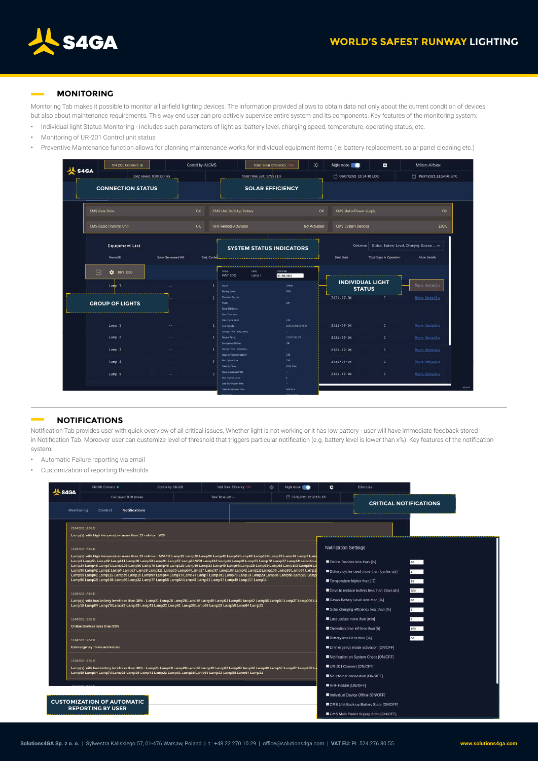## MONITORING

Monitoring Tab makes it possible to monitor all airfield lighting devices. The information provided allows to obtain data not only about the current condition of devices, but also about maintenance requirements. This way end user can pro-actively supervise entire system and its components. Key features of the monitoring system:

- Individual light Status Monitoring - includes such parameters of light as: battery level, charging speed, temperature, operating status, etc.
- Monitoring of UR-201 Control unit status
- Preventive Maintenance function allows for planning maintenance works for individual equipment items (ie. battery replacement, solar panel cleaning etc.)

CONNECTION STATUS

SOLAR EFFICIENCY

SYSTEM STATUS INDICATORS

INDIVIDUAL LIGHT STATUS

GROUP OF LIGHTS

## NOTIFICATIONS

Notification Tab provides user with quick overview of all critical issues. Whether light is not working or it has low battery - user will have immediate feedback stored in Notification Tab. Moreover user can customize level of threshold that triggers particular notification (e.g. battery level is lower than x%). Key features of the notification system:

- Automatic Failure reporting via email
- Customization of reporting thresholds

CRITICAL NOTIFICATIONS

CUSTOMIZATION OF AUTOMATIC REPORTING BY USER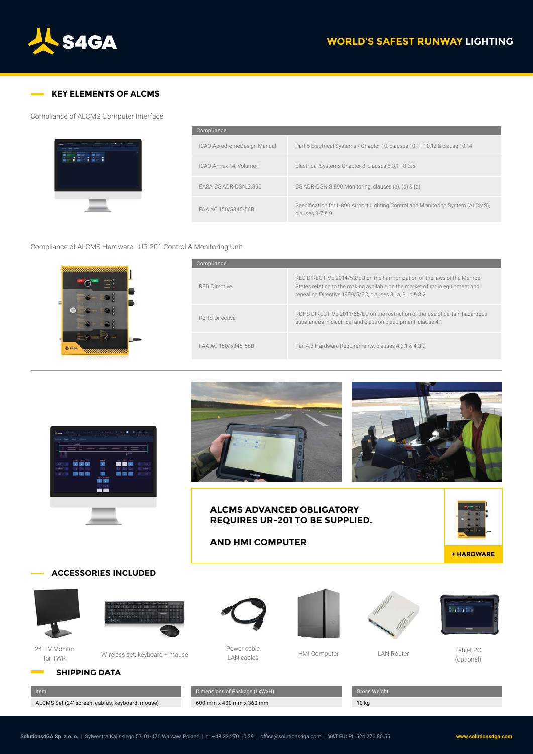## KEY ELEMENTS OF ALCMS

Compliance of ALCMS Computer Interface

| Compliance | |
|---|---|
| ICAO AerodromeDesign Manual | Part 5 Electrical Systems / Chapter 10, clauses 10.1 - 10.12 & clause 10.14 |
| ICAO Annex 14, Volume I | Electrical Systems Chapter 8, clauses 8.3.1 - 8.3.5 |
| EASA CS ADR-DSN.S.890 | CS ADR-DSN.S.890 Monitoring, clauses (a), (b) & (d) |
| FAA AC 150/5345-56B | Specification for L-890 Airport Lighting Control and Monitoring System (ALCMS), clauses 3-7 & 9 |

Compliance of ALCMS Hardware - UR-201 Control & Monitoring Unit

| Compliance | |
|---|---|
| RED Directive | RED DIRECTIVE 2014/53/EU on the harmonization of the laws of the Member States relating to the making available on the market of radio equipment and repealing Directive 1999/5/EC, clauses 3.1a, 3.1b & 3.2 |
| RoHS Directive | ROHS DIRECTIVE 2011/65/EU on the restriction of the use of certain hazardous substances in electrical and electronic equipment, clause 4.1 |
| FAA AC 150/5345-56B | Par. 4.3 Hardware Requirements, clauses 4.3.1 & 4.3.2 |

**ALCMS ADVANCED OBLIGATORY REQUIRES UR-201 TO BE SUPPLIED.**

**AND HMI COMPUTER**

**+ HARDWARE**

## ACCESSORIES INCLUDED

- 24' TV Monitor for TWR
- Wireless set: keyboard + mouse
- Power cable LAN cables
- HMI Computer
- LAN Router
- Tablet PC (optional)

## SHIPPING DATA

| Item | Dimensions of Package (LxWxH) | Gross Weight |
|---|---|---|
| ALCMS Set (24' screen, cables, keyboard, mouse) | 600 mm x 400 mm x 360 mm | 10 kg |